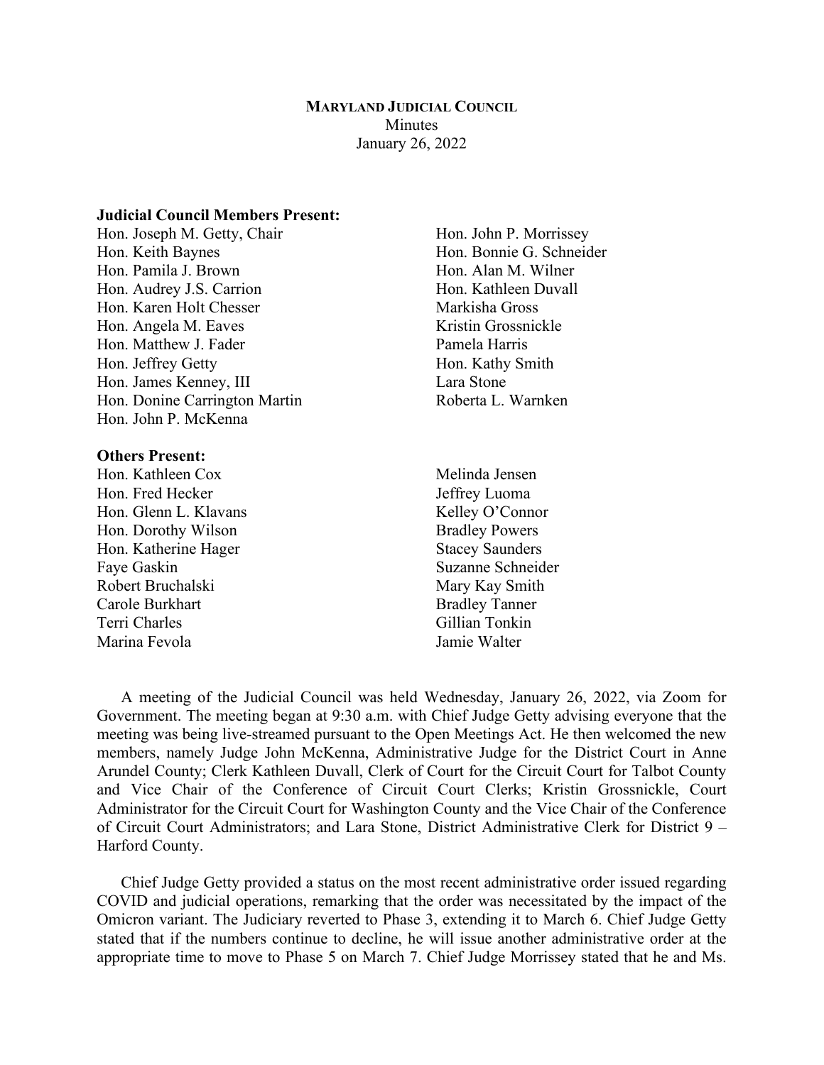**MARYLAND JUDICIAL COUNCIL**
Minutes
January 26, 2022

**Judicial Council Members Present:**

Hon. Joseph M. Getty, Chair
Hon. Keith Baynes
Hon. Pamila J. Brown
Hon. Audrey J.S. Carrion
Hon. Karen Holt Chesser
Hon. Angela M. Eaves
Hon. Matthew J. Fader
Hon. Jeffrey Getty
Hon. James Kenney, III
Hon. Donine Carrington Martin
Hon. John P. McKenna
Hon. John P. Morrissey
Hon. Bonnie G. Schneider
Hon. Alan M. Wilner
Hon. Kathleen Duvall
Markisha Gross
Kristin Grossnickle
Pamela Harris
Hon. Kathy Smith
Lara Stone
Roberta L. Warnken

**Others Present:**

Hon. Kathleen Cox
Hon. Fred Hecker
Hon. Glenn L. Klavans
Hon. Dorothy Wilson
Hon. Katherine Hager
Faye Gaskin
Robert Bruchalski
Carole Burkhart
Terri Charles
Marina Fevola
Melinda Jensen
Jeffrey Luoma
Kelley O'Connor
Bradley Powers
Stacey Saunders
Suzanne Schneider
Mary Kay Smith
Bradley Tanner
Gillian Tonkin
Jamie Walter

A meeting of the Judicial Council was held Wednesday, January 26, 2022, via Zoom for Government. The meeting began at 9:30 a.m. with Chief Judge Getty advising everyone that the meeting was being live-streamed pursuant to the Open Meetings Act. He then welcomed the new members, namely Judge John McKenna, Administrative Judge for the District Court in Anne Arundel County; Clerk Kathleen Duvall, Clerk of Court for the Circuit Court for Talbot County and Vice Chair of the Conference of Circuit Court Clerks; Kristin Grossnickle, Court Administrator for the Circuit Court for Washington County and the Vice Chair of the Conference of Circuit Court Administrators; and Lara Stone, District Administrative Clerk for District 9 – Harford County.

Chief Judge Getty provided a status on the most recent administrative order issued regarding COVID and judicial operations, remarking that the order was necessitated by the impact of the Omicron variant. The Judiciary reverted to Phase 3, extending it to March 6. Chief Judge Getty stated that if the numbers continue to decline, he will issue another administrative order at the appropriate time to move to Phase 5 on March 7. Chief Judge Morrissey stated that he and Ms.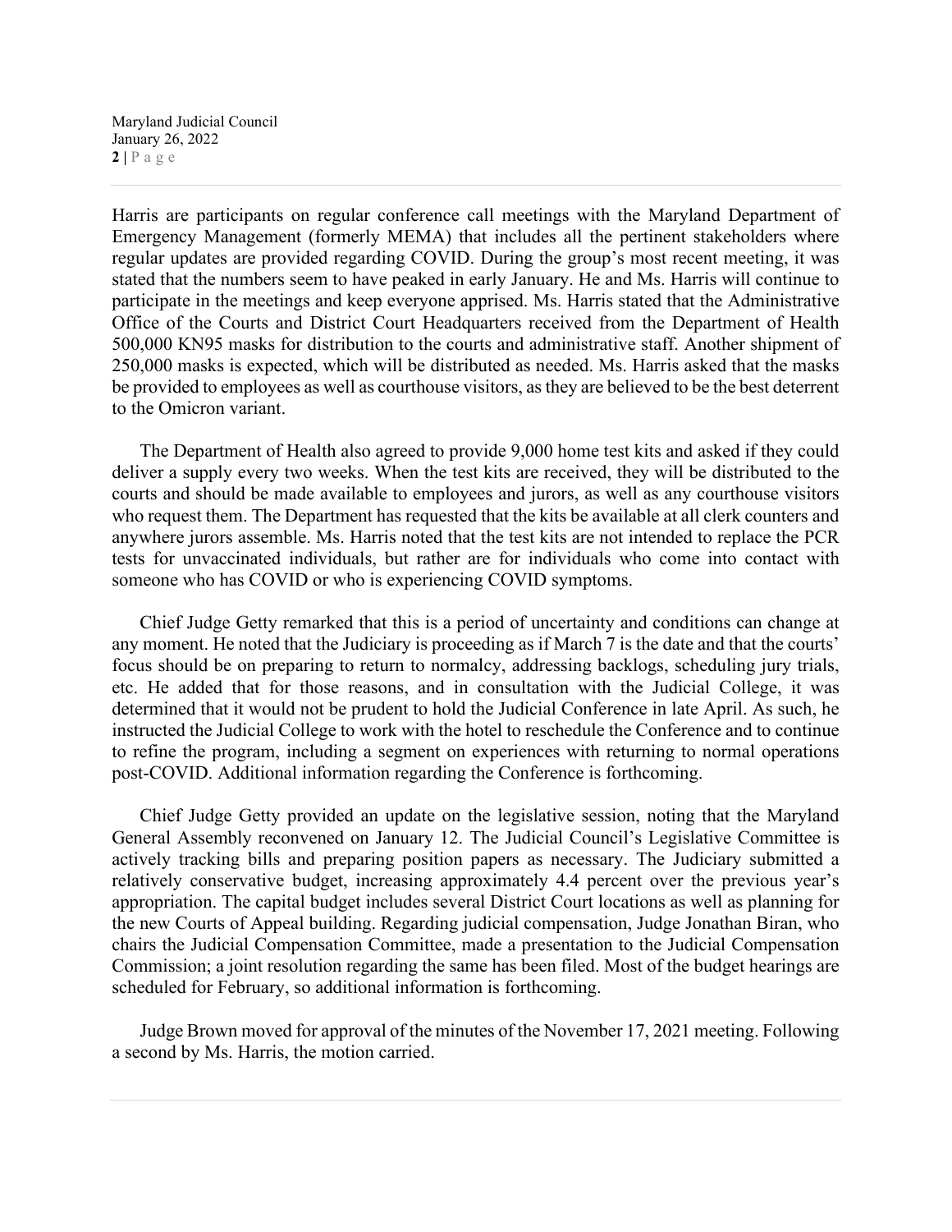Harris are participants on regular conference call meetings with the Maryland Department of Emergency Management (formerly MEMA) that includes all the pertinent stakeholders where regular updates are provided regarding COVID. During the group's most recent meeting, it was stated that the numbers seem to have peaked in early January. He and Ms. Harris will continue to participate in the meetings and keep everyone apprised. Ms. Harris stated that the Administrative Office of the Courts and District Court Headquarters received from the Department of Health 500,000 KN95 masks for distribution to the courts and administrative staff. Another shipment of 250,000 masks is expected, which will be distributed as needed. Ms. Harris asked that the masks be provided to employees as well as courthouse visitors, as they are believed to be the best deterrent to the Omicron variant.

The Department of Health also agreed to provide 9,000 home test kits and asked if they could deliver a supply every two weeks. When the test kits are received, they will be distributed to the courts and should be made available to employees and jurors, as well as any courthouse visitors who request them. The Department has requested that the kits be available at all clerk counters and anywhere jurors assemble. Ms. Harris noted that the test kits are not intended to replace the PCR tests for unvaccinated individuals, but rather are for individuals who come into contact with someone who has COVID or who is experiencing COVID symptoms.

Chief Judge Getty remarked that this is a period of uncertainty and conditions can change at any moment. He noted that the Judiciary is proceeding as if March 7 is the date and that the courts' focus should be on preparing to return to normalcy, addressing backlogs, scheduling jury trials, etc. He added that for those reasons, and in consultation with the Judicial College, it was determined that it would not be prudent to hold the Judicial Conference in late April. As such, he instructed the Judicial College to work with the hotel to reschedule the Conference and to continue to refine the program, including a segment on experiences with returning to normal operations post-COVID. Additional information regarding the Conference is forthcoming.

Chief Judge Getty provided an update on the legislative session, noting that the Maryland General Assembly reconvened on January 12. The Judicial Council's Legislative Committee is actively tracking bills and preparing position papers as necessary. The Judiciary submitted a relatively conservative budget, increasing approximately 4.4 percent over the previous year's appropriation. The capital budget includes several District Court locations as well as planning for the new Courts of Appeal building. Regarding judicial compensation, Judge Jonathan Biran, who chairs the Judicial Compensation Committee, made a presentation to the Judicial Compensation Commission; a joint resolution regarding the same has been filed. Most of the budget hearings are scheduled for February, so additional information is forthcoming.

Judge Brown moved for approval of the minutes of the November 17, 2021 meeting. Following a second by Ms. Harris, the motion carried.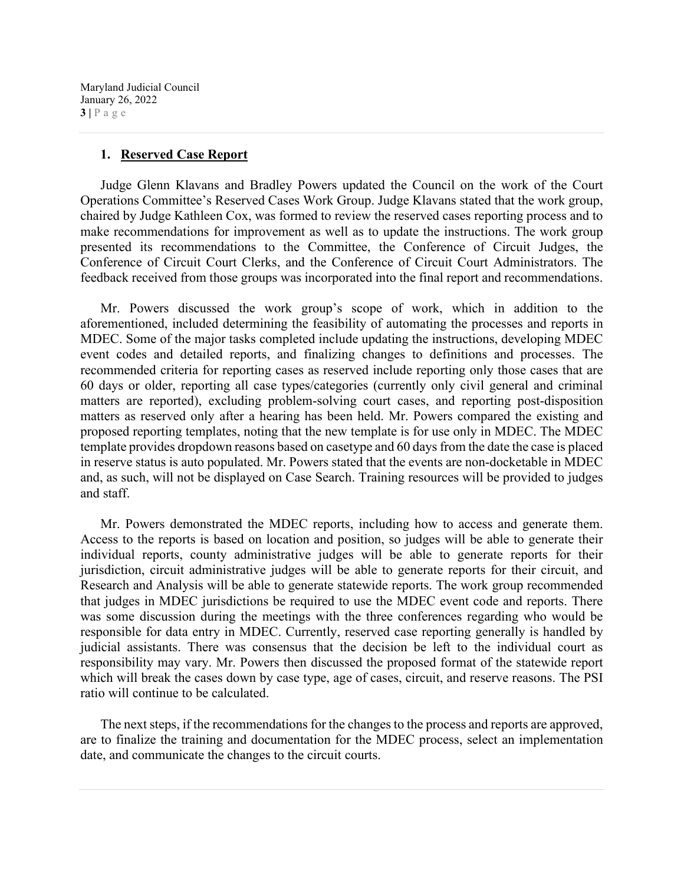## 1. Reserved Case Report

Judge Glenn Klavans and Bradley Powers updated the Council on the work of the Court Operations Committee's Reserved Cases Work Group. Judge Klavans stated that the work group, chaired by Judge Kathleen Cox, was formed to review the reserved cases reporting process and to make recommendations for improvement as well as to update the instructions. The work group presented its recommendations to the Committee, the Conference of Circuit Judges, the Conference of Circuit Court Clerks, and the Conference of Circuit Court Administrators. The feedback received from those groups was incorporated into the final report and recommendations.

Mr. Powers discussed the work group's scope of work, which in addition to the aforementioned, included determining the feasibility of automating the processes and reports in MDEC. Some of the major tasks completed include updating the instructions, developing MDEC event codes and detailed reports, and finalizing changes to definitions and processes. The recommended criteria for reporting cases as reserved include reporting only those cases that are 60 days or older, reporting all case types/categories (currently only civil general and criminal matters are reported), excluding problem-solving court cases, and reporting post-disposition matters as reserved only after a hearing has been held. Mr. Powers compared the existing and proposed reporting templates, noting that the new template is for use only in MDEC. The MDEC template provides dropdown reasons based on casetype and 60 days from the date the case is placed in reserve status is auto populated. Mr. Powers stated that the events are non-docketable in MDEC and, as such, will not be displayed on Case Search. Training resources will be provided to judges and staff.

Mr. Powers demonstrated the MDEC reports, including how to access and generate them. Access to the reports is based on location and position, so judges will be able to generate their individual reports, county administrative judges will be able to generate reports for their jurisdiction, circuit administrative judges will be able to generate reports for their circuit, and Research and Analysis will be able to generate statewide reports. The work group recommended that judges in MDEC jurisdictions be required to use the MDEC event code and reports. There was some discussion during the meetings with the three conferences regarding who would be responsible for data entry in MDEC. Currently, reserved case reporting generally is handled by judicial assistants. There was consensus that the decision be left to the individual court as responsibility may vary. Mr. Powers then discussed the proposed format of the statewide report which will break the cases down by case type, age of cases, circuit, and reserve reasons. The PSI ratio will continue to be calculated.

The next steps, if the recommendations for the changes to the process and reports are approved, are to finalize the training and documentation for the MDEC process, select an implementation date, and communicate the changes to the circuit courts.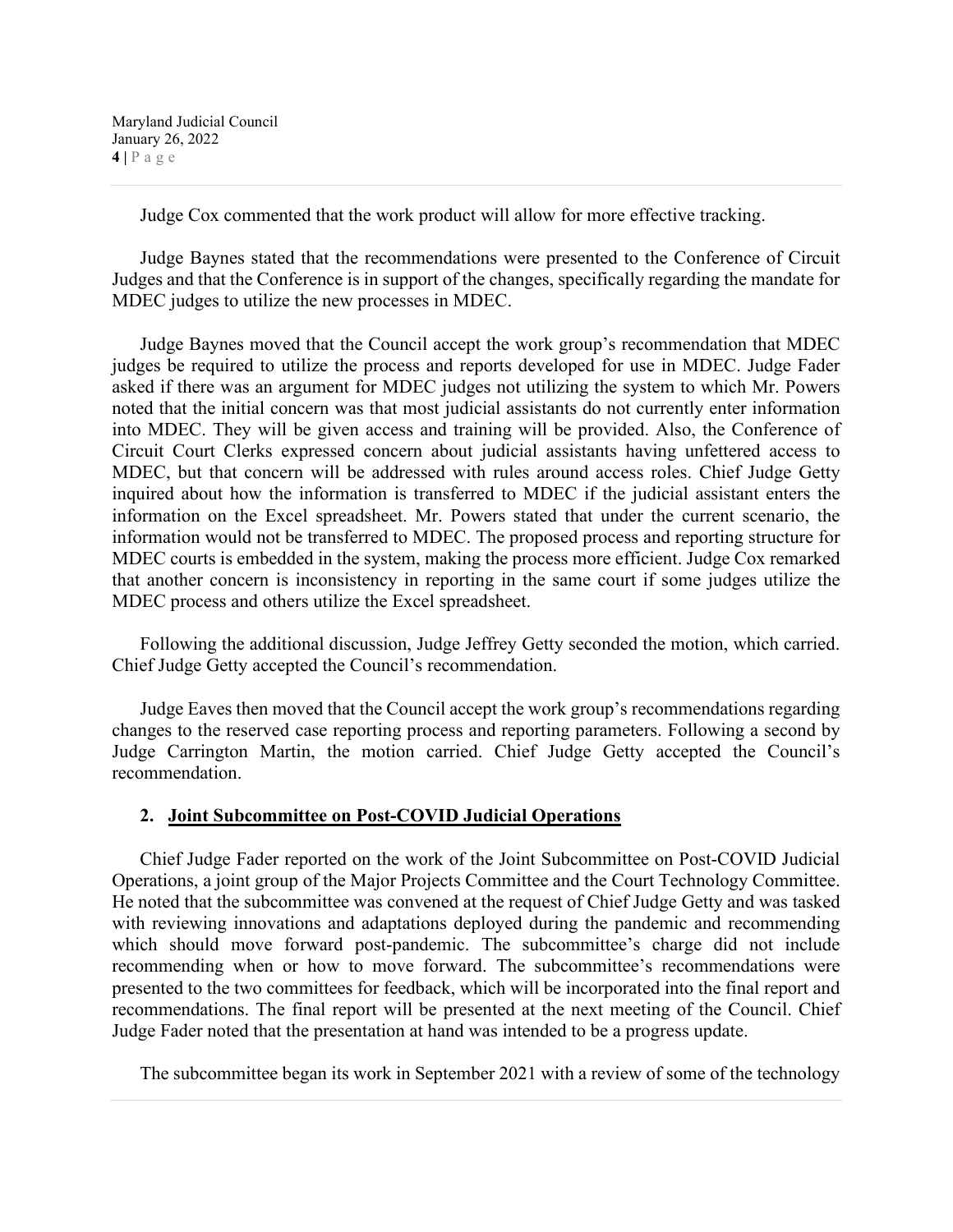Judge Cox commented that the work product will allow for more effective tracking.

Judge Baynes stated that the recommendations were presented to the Conference of Circuit Judges and that the Conference is in support of the changes, specifically regarding the mandate for MDEC judges to utilize the new processes in MDEC.

Judge Baynes moved that the Council accept the work group's recommendation that MDEC judges be required to utilize the process and reports developed for use in MDEC. Judge Fader asked if there was an argument for MDEC judges not utilizing the system to which Mr. Powers noted that the initial concern was that most judicial assistants do not currently enter information into MDEC. They will be given access and training will be provided. Also, the Conference of Circuit Court Clerks expressed concern about judicial assistants having unfettered access to MDEC, but that concern will be addressed with rules around access roles. Chief Judge Getty inquired about how the information is transferred to MDEC if the judicial assistant enters the information on the Excel spreadsheet. Mr. Powers stated that under the current scenario, the information would not be transferred to MDEC. The proposed process and reporting structure for MDEC courts is embedded in the system, making the process more efficient. Judge Cox remarked that another concern is inconsistency in reporting in the same court if some judges utilize the MDEC process and others utilize the Excel spreadsheet.

Following the additional discussion, Judge Jeffrey Getty seconded the motion, which carried. Chief Judge Getty accepted the Council's recommendation.

Judge Eaves then moved that the Council accept the work group's recommendations regarding changes to the reserved case reporting process and reporting parameters. Following a second by Judge Carrington Martin, the motion carried. Chief Judge Getty accepted the Council's recommendation.

### 2. Joint Subcommittee on Post-COVID Judicial Operations

Chief Judge Fader reported on the work of the Joint Subcommittee on Post-COVID Judicial Operations, a joint group of the Major Projects Committee and the Court Technology Committee. He noted that the subcommittee was convened at the request of Chief Judge Getty and was tasked with reviewing innovations and adaptations deployed during the pandemic and recommending which should move forward post-pandemic. The subcommittee's charge did not include recommending when or how to move forward. The subcommittee's recommendations were presented to the two committees for feedback, which will be incorporated into the final report and recommendations. The final report will be presented at the next meeting of the Council. Chief Judge Fader noted that the presentation at hand was intended to be a progress update.

The subcommittee began its work in September 2021 with a review of some of the technology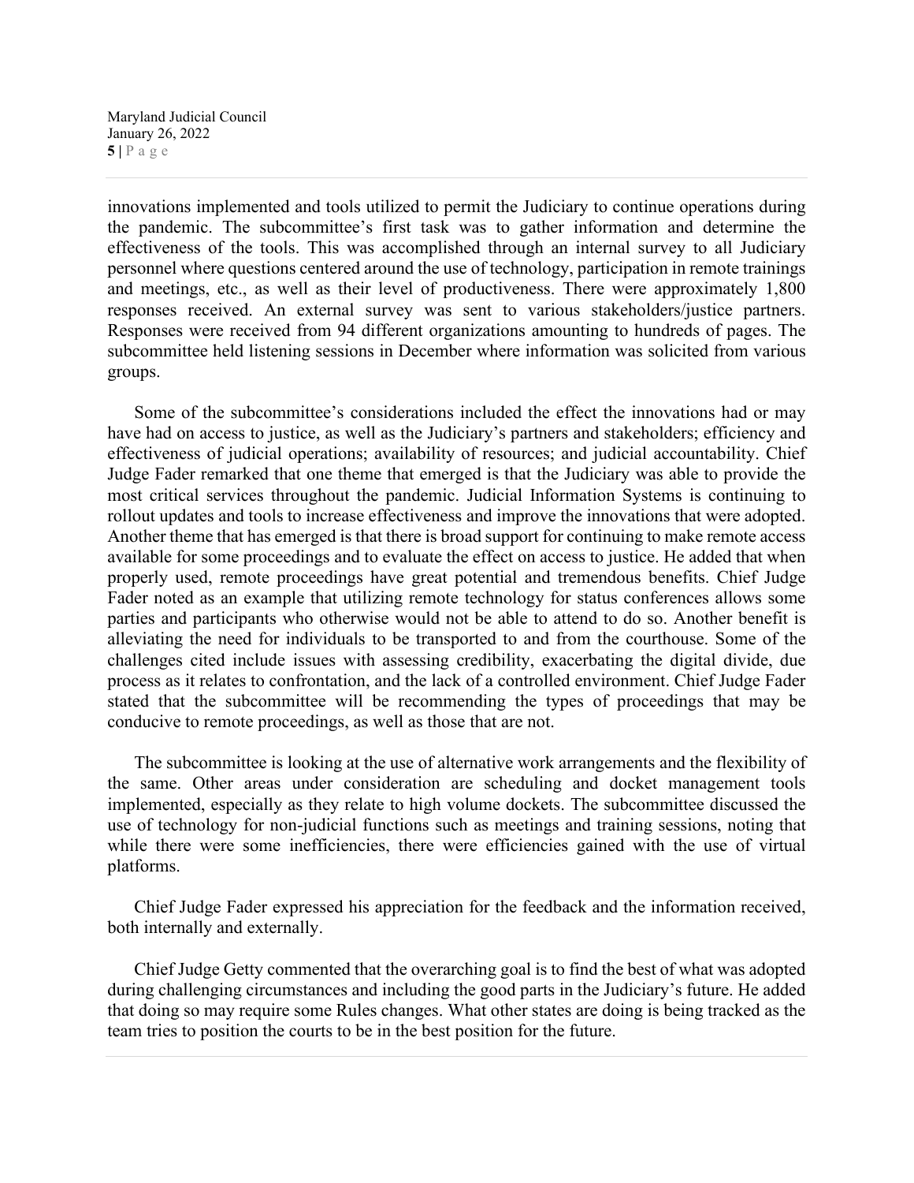innovations implemented and tools utilized to permit the Judiciary to continue operations during the pandemic. The subcommittee's first task was to gather information and determine the effectiveness of the tools. This was accomplished through an internal survey to all Judiciary personnel where questions centered around the use of technology, participation in remote trainings and meetings, etc., as well as their level of productiveness. There were approximately 1,800 responses received. An external survey was sent to various stakeholders/justice partners. Responses were received from 94 different organizations amounting to hundreds of pages. The subcommittee held listening sessions in December where information was solicited from various groups.

Some of the subcommittee's considerations included the effect the innovations had or may have had on access to justice, as well as the Judiciary's partners and stakeholders; efficiency and effectiveness of judicial operations; availability of resources; and judicial accountability. Chief Judge Fader remarked that one theme that emerged is that the Judiciary was able to provide the most critical services throughout the pandemic. Judicial Information Systems is continuing to rollout updates and tools to increase effectiveness and improve the innovations that were adopted. Another theme that has emerged is that there is broad support for continuing to make remote access available for some proceedings and to evaluate the effect on access to justice. He added that when properly used, remote proceedings have great potential and tremendous benefits. Chief Judge Fader noted as an example that utilizing remote technology for status conferences allows some parties and participants who otherwise would not be able to attend to do so. Another benefit is alleviating the need for individuals to be transported to and from the courthouse. Some of the challenges cited include issues with assessing credibility, exacerbating the digital divide, due process as it relates to confrontation, and the lack of a controlled environment. Chief Judge Fader stated that the subcommittee will be recommending the types of proceedings that may be conducive to remote proceedings, as well as those that are not.

The subcommittee is looking at the use of alternative work arrangements and the flexibility of the same. Other areas under consideration are scheduling and docket management tools implemented, especially as they relate to high volume dockets. The subcommittee discussed the use of technology for non-judicial functions such as meetings and training sessions, noting that while there were some inefficiencies, there were efficiencies gained with the use of virtual platforms.

Chief Judge Fader expressed his appreciation for the feedback and the information received, both internally and externally.

Chief Judge Getty commented that the overarching goal is to find the best of what was adopted during challenging circumstances and including the good parts in the Judiciary's future. He added that doing so may require some Rules changes. What other states are doing is being tracked as the team tries to position the courts to be in the best position for the future.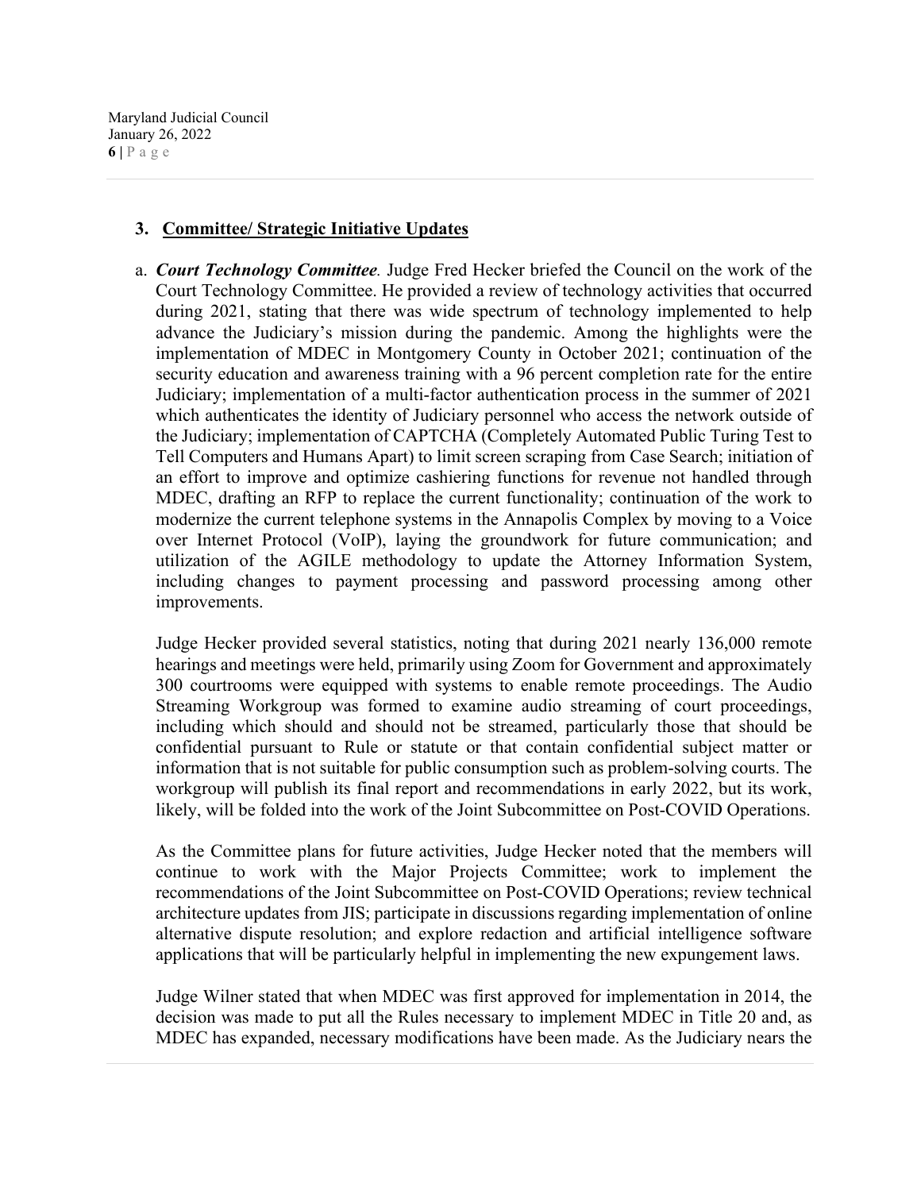## 3. Committee/ Strategic Initiative Updates

a. ***Court Technology Committee.*** Judge Fred Hecker briefed the Council on the work of the Court Technology Committee. He provided a review of technology activities that occurred during 2021, stating that there was wide spectrum of technology implemented to help advance the Judiciary's mission during the pandemic. Among the highlights were the implementation of MDEC in Montgomery County in October 2021; continuation of the security education and awareness training with a 96 percent completion rate for the entire Judiciary; implementation of a multi-factor authentication process in the summer of 2021 which authenticates the identity of Judiciary personnel who access the network outside of the Judiciary; implementation of CAPTCHA (Completely Automated Public Turing Test to Tell Computers and Humans Apart) to limit screen scraping from Case Search; initiation of an effort to improve and optimize cashiering functions for revenue not handled through MDEC, drafting an RFP to replace the current functionality; continuation of the work to modernize the current telephone systems in the Annapolis Complex by moving to a Voice over Internet Protocol (VoIP), laying the groundwork for future communication; and utilization of the AGILE methodology to update the Attorney Information System, including changes to payment processing and password processing among other improvements.

   Judge Hecker provided several statistics, noting that during 2021 nearly 136,000 remote hearings and meetings were held, primarily using Zoom for Government and approximately 300 courtrooms were equipped with systems to enable remote proceedings. The Audio Streaming Workgroup was formed to examine audio streaming of court proceedings, including which should and should not be streamed, particularly those that should be confidential pursuant to Rule or statute or that contain confidential subject matter or information that is not suitable for public consumption such as problem-solving courts. The workgroup will publish its final report and recommendations in early 2022, but its work, likely, will be folded into the work of the Joint Subcommittee on Post-COVID Operations.

   As the Committee plans for future activities, Judge Hecker noted that the members will continue to work with the Major Projects Committee; work to implement the recommendations of the Joint Subcommittee on Post-COVID Operations; review technical architecture updates from JIS; participate in discussions regarding implementation of online alternative dispute resolution; and explore redaction and artificial intelligence software applications that will be particularly helpful in implementing the new expungement laws.

   Judge Wilner stated that when MDEC was first approved for implementation in 2014, the decision was made to put all the Rules necessary to implement MDEC in Title 20 and, as MDEC has expanded, necessary modifications have been made. As the Judiciary nears the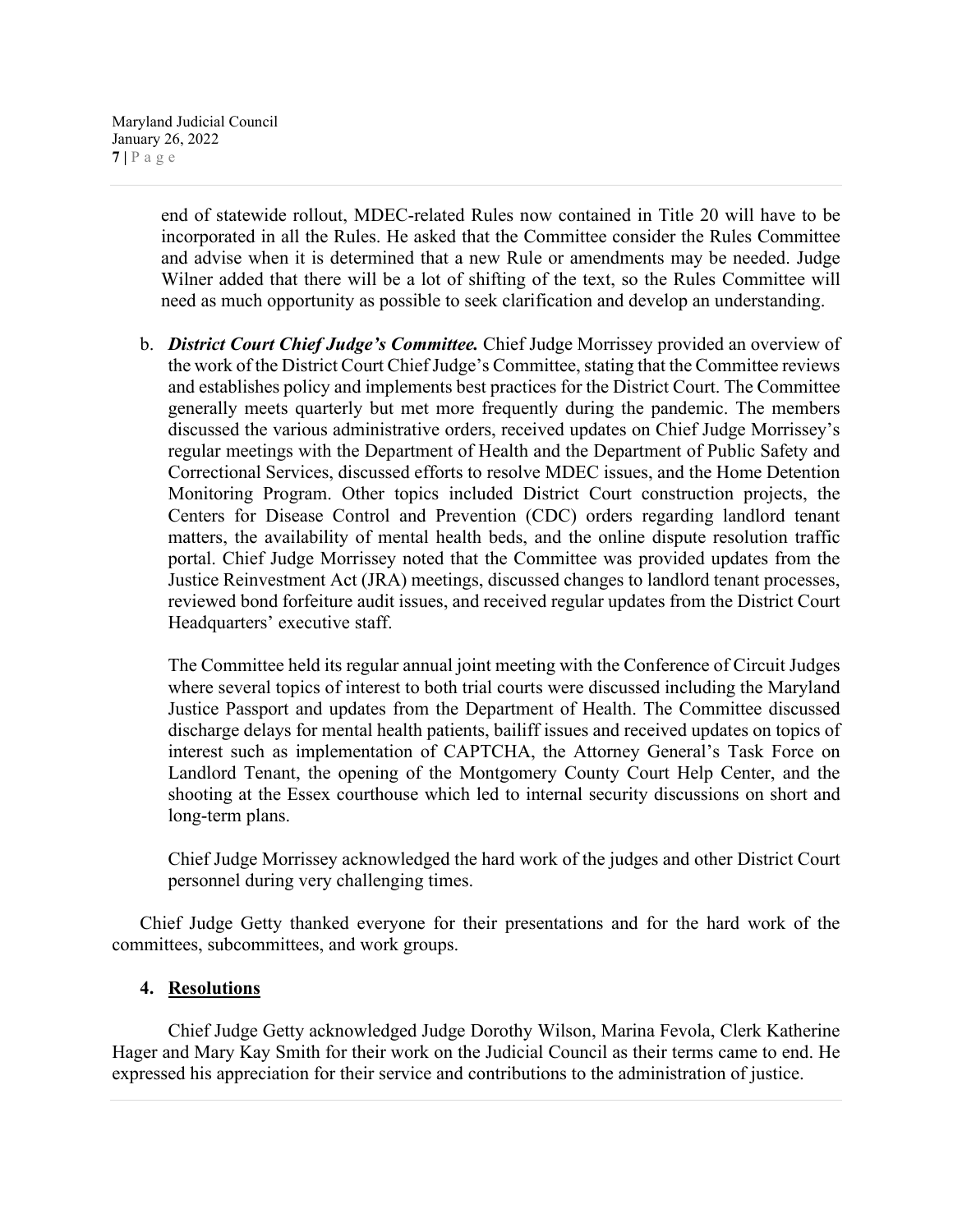end of statewide rollout, MDEC-related Rules now contained in Title 20 will have to be incorporated in all the Rules. He asked that the Committee consider the Rules Committee and advise when it is determined that a new Rule or amendments may be needed. Judge Wilner added that there will be a lot of shifting of the text, so the Rules Committee will need as much opportunity as possible to seek clarification and develop an understanding.

b. ***District Court Chief Judge's Committee.*** Chief Judge Morrissey provided an overview of the work of the District Court Chief Judge's Committee, stating that the Committee reviews and establishes policy and implements best practices for the District Court. The Committee generally meets quarterly but met more frequently during the pandemic. The members discussed the various administrative orders, received updates on Chief Judge Morrissey's regular meetings with the Department of Health and the Department of Public Safety and Correctional Services, discussed efforts to resolve MDEC issues, and the Home Detention Monitoring Program. Other topics included District Court construction projects, the Centers for Disease Control and Prevention (CDC) orders regarding landlord tenant matters, the availability of mental health beds, and the online dispute resolution traffic portal. Chief Judge Morrissey noted that the Committee was provided updates from the Justice Reinvestment Act (JRA) meetings, discussed changes to landlord tenant processes, reviewed bond forfeiture audit issues, and received regular updates from the District Court Headquarters' executive staff.

   The Committee held its regular annual joint meeting with the Conference of Circuit Judges where several topics of interest to both trial courts were discussed including the Maryland Justice Passport and updates from the Department of Health. The Committee discussed discharge delays for mental health patients, bailiff issues and received updates on topics of interest such as implementation of CAPTCHA, the Attorney General's Task Force on Landlord Tenant, the opening of the Montgomery County Court Help Center, and the shooting at the Essex courthouse which led to internal security discussions on short and long-term plans.

   Chief Judge Morrissey acknowledged the hard work of the judges and other District Court personnel during very challenging times.

Chief Judge Getty thanked everyone for their presentations and for the hard work of the committees, subcommittees, and work groups.

## 4. Resolutions

Chief Judge Getty acknowledged Judge Dorothy Wilson, Marina Fevola, Clerk Katherine Hager and Mary Kay Smith for their work on the Judicial Council as their terms came to end. He expressed his appreciation for their service and contributions to the administration of justice.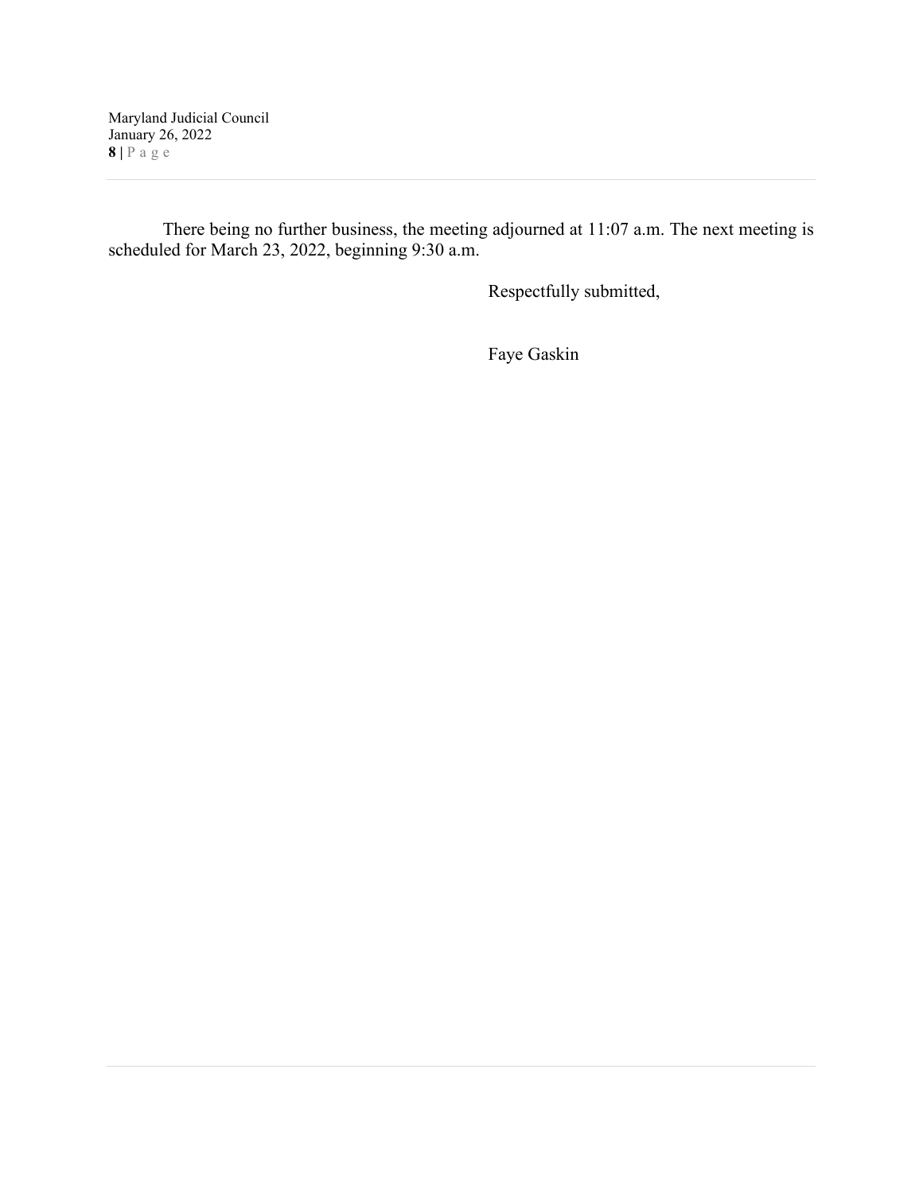There being no further business, the meeting adjourned at 11:07 a.m. The next meeting is scheduled for March 23, 2022, beginning 9:30 a.m.

Respectfully submitted,

Faye Gaskin